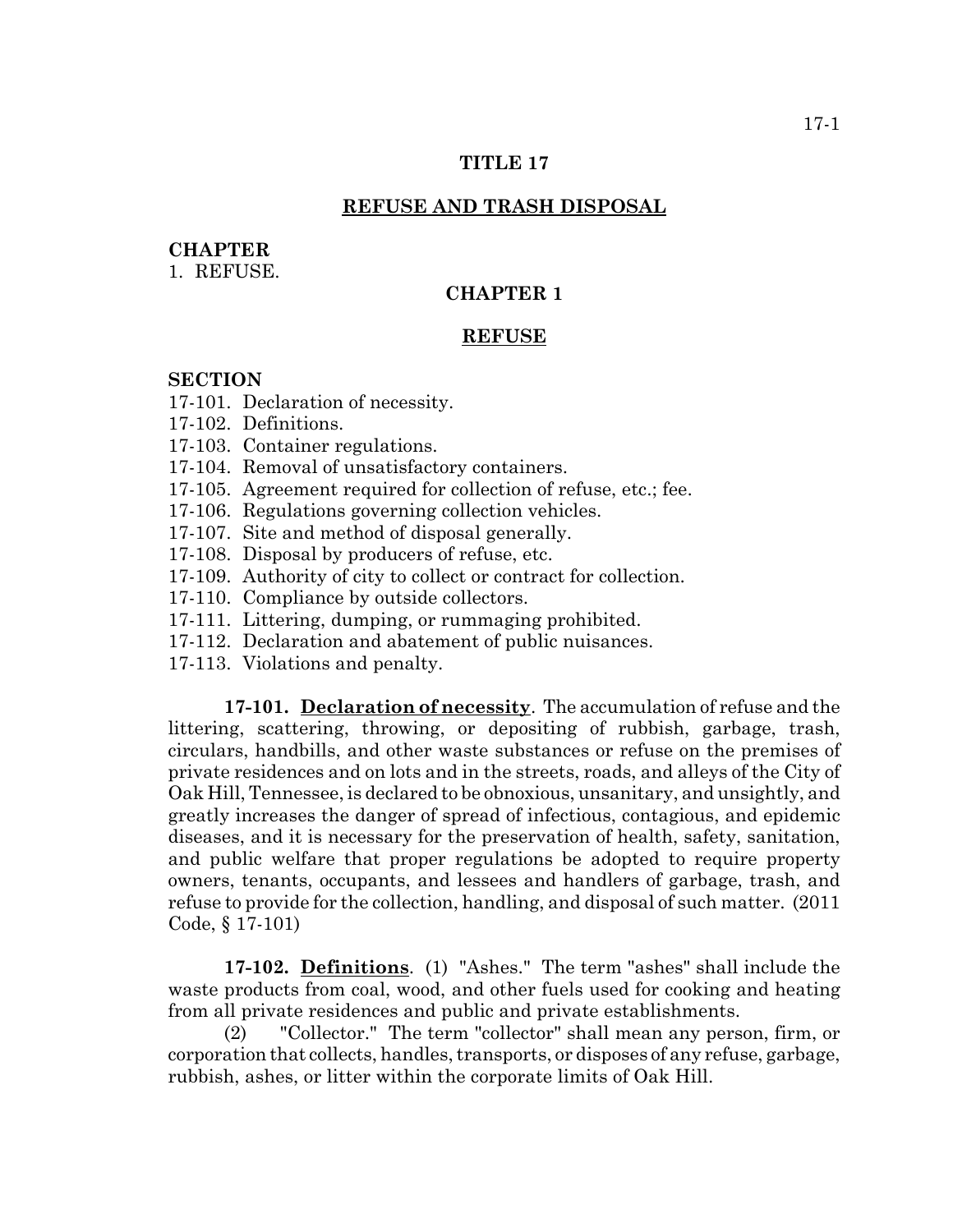# TITLE 17

## REFUSE AND TRASH DISPOSAL

**CHAPTER**

1. REFUSE.

## CHAPTER 1

## REFUSE

**SECTION**

17-101. Declaration of necessity.
17-102. Definitions.
17-103. Container regulations.
17-104. Removal of unsatisfactory containers.
17-105. Agreement required for collection of refuse, etc.; fee.
17-106. Regulations governing collection vehicles.
17-107. Site and method of disposal generally.
17-108. Disposal by producers of refuse, etc.
17-109. Authority of city to collect or contract for collection.
17-110. Compliance by outside collectors.
17-111. Littering, dumping, or rummaging prohibited.
17-112. Declaration and abatement of public nuisances.
17-113. Violations and penalty.

**17-101. Declaration of necessity**. The accumulation of refuse and the littering, scattering, throwing, or depositing of rubbish, garbage, trash, circulars, handbills, and other waste substances or refuse on the premises of private residences and on lots and in the streets, roads, and alleys of the City of Oak Hill, Tennessee, is declared to be obnoxious, unsanitary, and unsightly, and greatly increases the danger of spread of infectious, contagious, and epidemic diseases, and it is necessary for the preservation of health, safety, sanitation, and public welfare that proper regulations be adopted to require property owners, tenants, occupants, and lessees and handlers of garbage, trash, and refuse to provide for the collection, handling, and disposal of such matter. (2011 Code, § 17-101)

**17-102. Definitions**. (1) "Ashes." The term "ashes" shall include the waste products from coal, wood, and other fuels used for cooking and heating from all private residences and public and private establishments.

(2) "Collector." The term "collector" shall mean any person, firm, or corporation that collects, handles, transports, or disposes of any refuse, garbage, rubbish, ashes, or litter within the corporate limits of Oak Hill.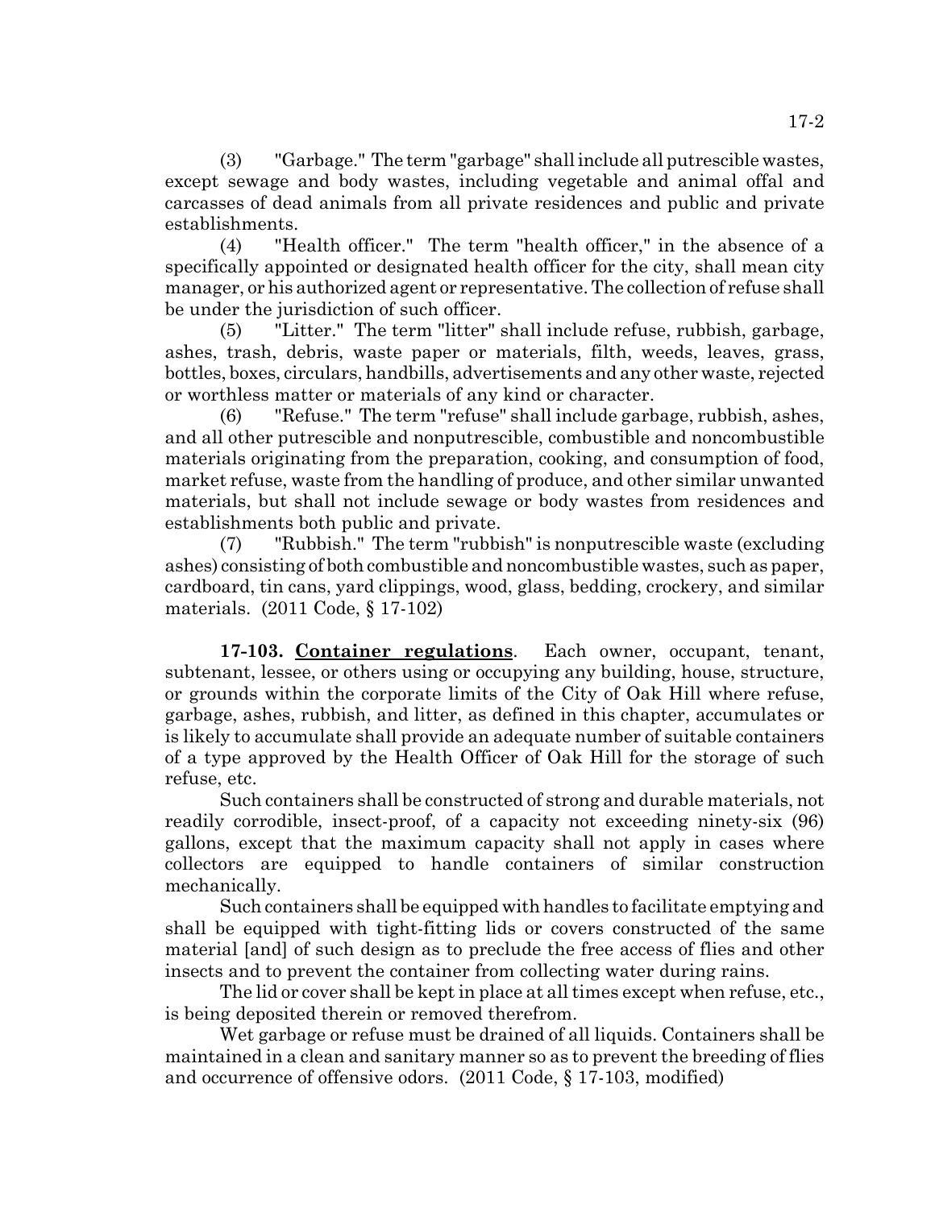(3) "Garbage." The term "garbage" shall include all putrescible wastes, except sewage and body wastes, including vegetable and animal offal and carcasses of dead animals from all private residences and public and private establishments.

(4) "Health officer." The term "health officer," in the absence of a specifically appointed or designated health officer for the city, shall mean city manager, or his authorized agent or representative. The collection of refuse shall be under the jurisdiction of such officer.

(5) "Litter." The term "litter" shall include refuse, rubbish, garbage, ashes, trash, debris, waste paper or materials, filth, weeds, leaves, grass, bottles, boxes, circulars, handbills, advertisements and any other waste, rejected or worthless matter or materials of any kind or character.

(6) "Refuse." The term "refuse" shall include garbage, rubbish, ashes, and all other putrescible and nonputrescible, combustible and noncombustible materials originating from the preparation, cooking, and consumption of food, market refuse, waste from the handling of produce, and other similar unwanted materials, but shall not include sewage or body wastes from residences and establishments both public and private.

(7) "Rubbish." The term "rubbish" is nonputrescible waste (excluding ashes) consisting of both combustible and noncombustible wastes, such as paper, cardboard, tin cans, yard clippings, wood, glass, bedding, crockery, and similar materials. (2011 Code, § 17-102)

**17-103. <u>Container regulations</u>**. Each owner, occupant, tenant, subtenant, lessee, or others using or occupying any building, house, structure, or grounds within the corporate limits of the City of Oak Hill where refuse, garbage, ashes, rubbish, and litter, as defined in this chapter, accumulates or is likely to accumulate shall provide an adequate number of suitable containers of a type approved by the Health Officer of Oak Hill for the storage of such refuse, etc.

Such containers shall be constructed of strong and durable materials, not readily corrodible, insect-proof, of a capacity not exceeding ninety-six (96) gallons, except that the maximum capacity shall not apply in cases where collectors are equipped to handle containers of similar construction mechanically.

Such containers shall be equipped with handles to facilitate emptying and shall be equipped with tight-fitting lids or covers constructed of the same material [and] of such design as to preclude the free access of flies and other insects and to prevent the container from collecting water during rains.

The lid or cover shall be kept in place at all times except when refuse, etc., is being deposited therein or removed therefrom.

Wet garbage or refuse must be drained of all liquids. Containers shall be maintained in a clean and sanitary manner so as to prevent the breeding of flies and occurrence of offensive odors. (2011 Code, § 17-103, modified)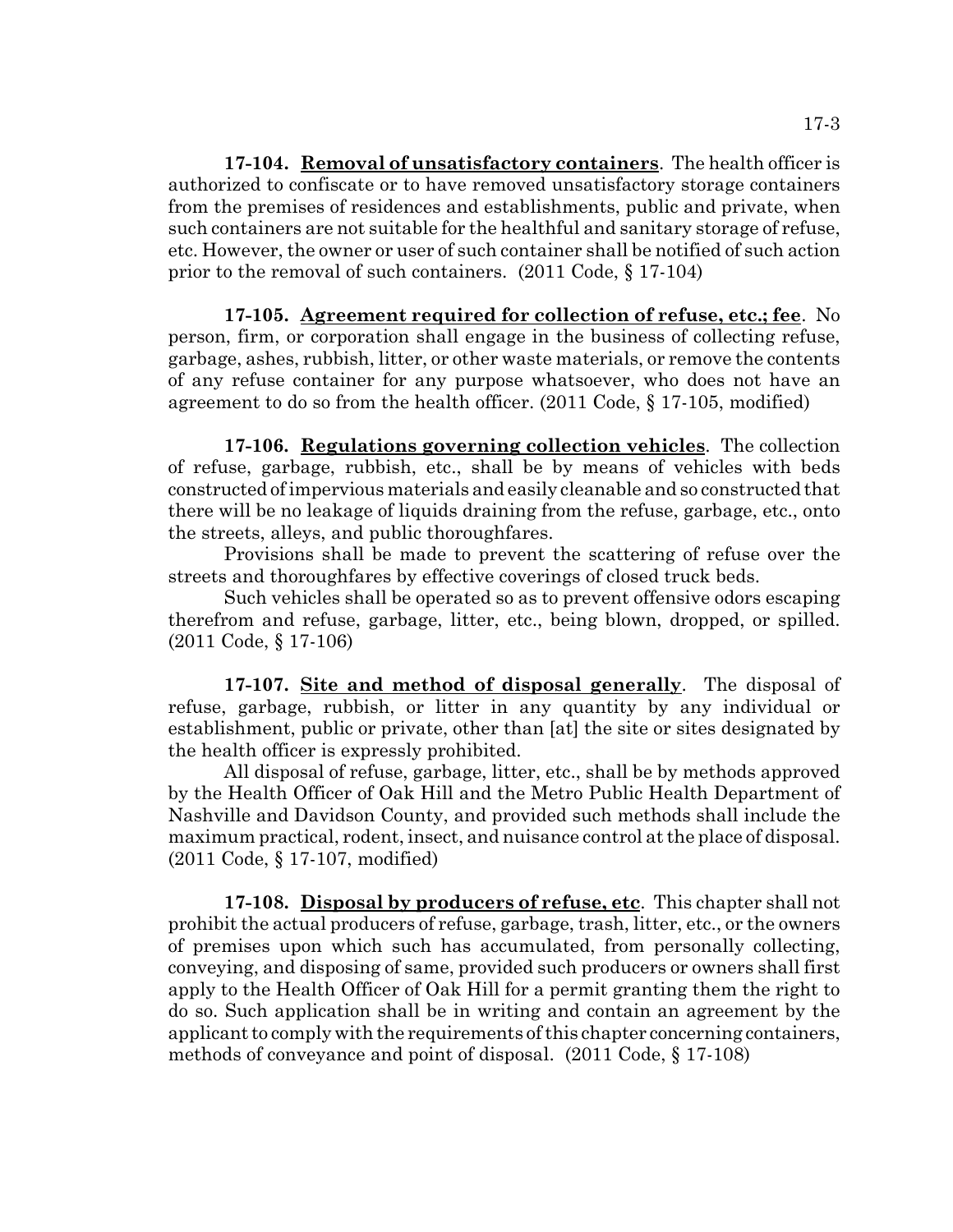**17-104. Removal of unsatisfactory containers**. The health officer is authorized to confiscate or to have removed unsatisfactory storage containers from the premises of residences and establishments, public and private, when such containers are not suitable for the healthful and sanitary storage of refuse, etc. However, the owner or user of such container shall be notified of such action prior to the removal of such containers. (2011 Code, § 17-104)

**17-105. Agreement required for collection of refuse, etc.; fee**. No person, firm, or corporation shall engage in the business of collecting refuse, garbage, ashes, rubbish, litter, or other waste materials, or remove the contents of any refuse container for any purpose whatsoever, who does not have an agreement to do so from the health officer. (2011 Code, § 17-105, modified)

**17-106. Regulations governing collection vehicles**. The collection of refuse, garbage, rubbish, etc., shall be by means of vehicles with beds constructed of impervious materials and easily cleanable and so constructed that there will be no leakage of liquids draining from the refuse, garbage, etc., onto the streets, alleys, and public thoroughfares.

Provisions shall be made to prevent the scattering of refuse over the streets and thoroughfares by effective coverings of closed truck beds.

Such vehicles shall be operated so as to prevent offensive odors escaping therefrom and refuse, garbage, litter, etc., being blown, dropped, or spilled. (2011 Code, § 17-106)

**17-107. Site and method of disposal generally**. The disposal of refuse, garbage, rubbish, or litter in any quantity by any individual or establishment, public or private, other than [at] the site or sites designated by the health officer is expressly prohibited.

All disposal of refuse, garbage, litter, etc., shall be by methods approved by the Health Officer of Oak Hill and the Metro Public Health Department of Nashville and Davidson County, and provided such methods shall include the maximum practical, rodent, insect, and nuisance control at the place of disposal. (2011 Code, § 17-107, modified)

**17-108. Disposal by producers of refuse, etc**. This chapter shall not prohibit the actual producers of refuse, garbage, trash, litter, etc., or the owners of premises upon which such has accumulated, from personally collecting, conveying, and disposing of same, provided such producers or owners shall first apply to the Health Officer of Oak Hill for a permit granting them the right to do so. Such application shall be in writing and contain an agreement by the applicant to comply with the requirements of this chapter concerning containers, methods of conveyance and point of disposal. (2011 Code, § 17-108)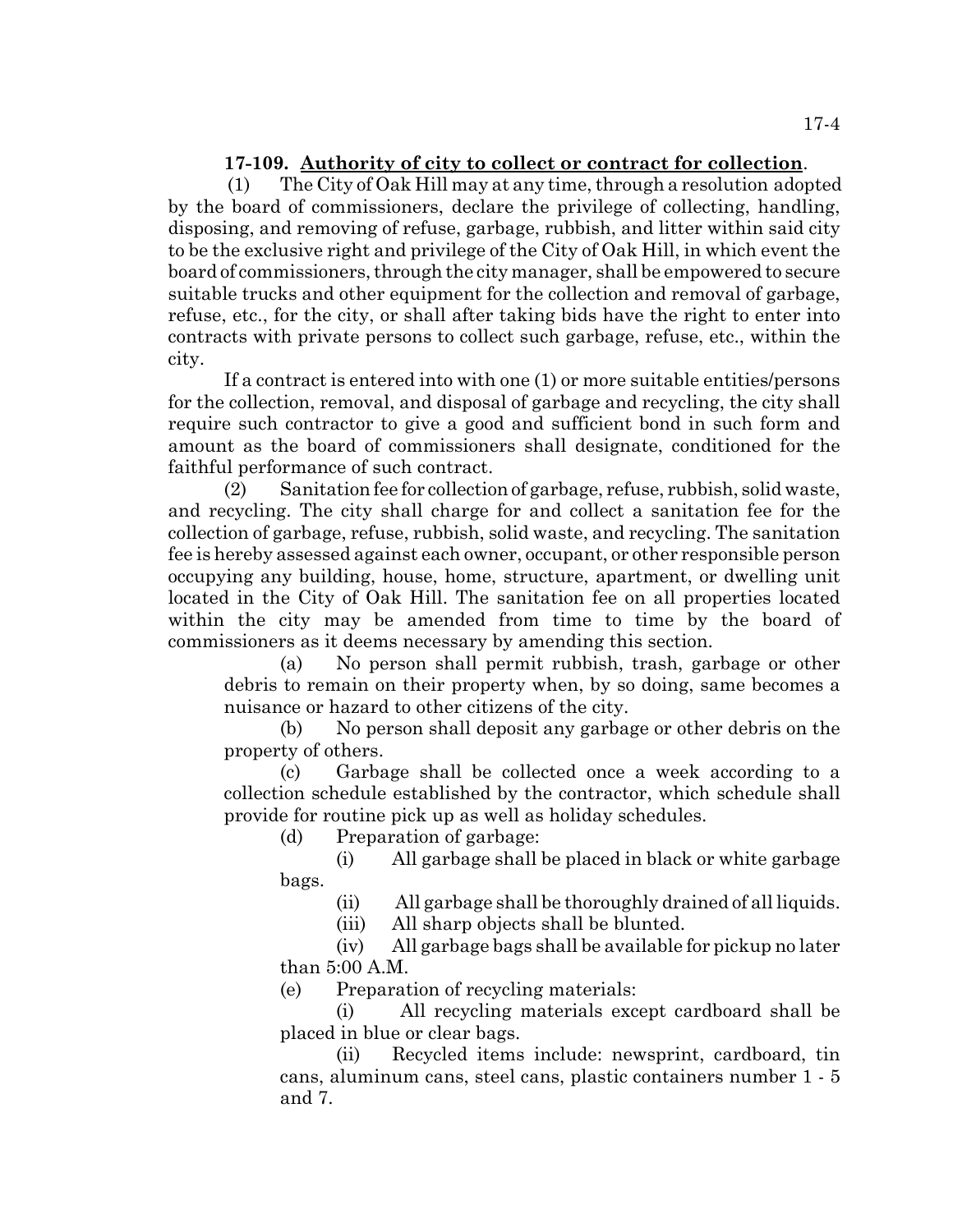**17-109. Authority of city to collect or contract for collection.**

(1) The City of Oak Hill may at any time, through a resolution adopted by the board of commissioners, declare the privilege of collecting, handling, disposing, and removing of refuse, garbage, rubbish, and litter within said city to be the exclusive right and privilege of the City of Oak Hill, in which event the board of commissioners, through the city manager, shall be empowered to secure suitable trucks and other equipment for the collection and removal of garbage, refuse, etc., for the city, or shall after taking bids have the right to enter into contracts with private persons to collect such garbage, refuse, etc., within the city.

If a contract is entered into with one (1) or more suitable entities/persons for the collection, removal, and disposal of garbage and recycling, the city shall require such contractor to give a good and sufficient bond in such form and amount as the board of commissioners shall designate, conditioned for the faithful performance of such contract.

(2) Sanitation fee for collection of garbage, refuse, rubbish, solid waste, and recycling. The city shall charge for and collect a sanitation fee for the collection of garbage, refuse, rubbish, solid waste, and recycling. The sanitation fee is hereby assessed against each owner, occupant, or other responsible person occupying any building, house, home, structure, apartment, or dwelling unit located in the City of Oak Hill. The sanitation fee on all properties located within the city may be amended from time to time by the board of commissioners as it deems necessary by amending this section.

(a) No person shall permit rubbish, trash, garbage or other debris to remain on their property when, by so doing, same becomes a nuisance or hazard to other citizens of the city.

(b) No person shall deposit any garbage or other debris on the property of others.

(c) Garbage shall be collected once a week according to a collection schedule established by the contractor, which schedule shall provide for routine pick up as well as holiday schedules.

(d) Preparation of garbage:

(i) All garbage shall be placed in black or white garbage bags.

(ii) All garbage shall be thoroughly drained of all liquids.

(iii) All sharp objects shall be blunted.

(iv) All garbage bags shall be available for pickup no later than 5:00 A.M.

(e) Preparation of recycling materials:

(i) All recycling materials except cardboard shall be placed in blue or clear bags.

(ii) Recycled items include: newsprint, cardboard, tin cans, aluminum cans, steel cans, plastic containers number 1 - 5 and 7.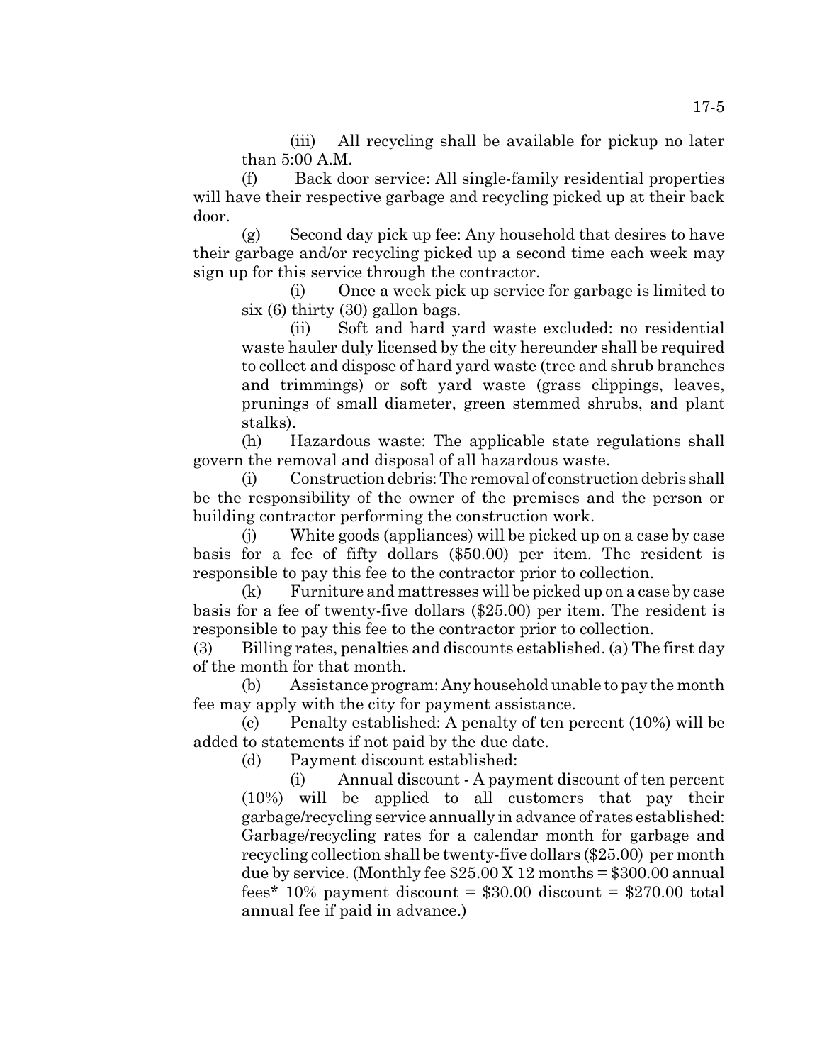(iii) All recycling shall be available for pickup no later than 5:00 A.M.

(f) Back door service: All single-family residential properties will have their respective garbage and recycling picked up at their back door.

(g) Second day pick up fee: Any household that desires to have their garbage and/or recycling picked up a second time each week may sign up for this service through the contractor.

(i) Once a week pick up service for garbage is limited to six (6) thirty (30) gallon bags.

(ii) Soft and hard yard waste excluded: no residential waste hauler duly licensed by the city hereunder shall be required to collect and dispose of hard yard waste (tree and shrub branches and trimmings) or soft yard waste (grass clippings, leaves, prunings of small diameter, green stemmed shrubs, and plant stalks).

(h) Hazardous waste: The applicable state regulations shall govern the removal and disposal of all hazardous waste.

(i) Construction debris: The removal of construction debris shall be the responsibility of the owner of the premises and the person or building contractor performing the construction work.

(j) White goods (appliances) will be picked up on a case by case basis for a fee of fifty dollars ($50.00) per item. The resident is responsible to pay this fee to the contractor prior to collection.

(k) Furniture and mattresses will be picked up on a case by case basis for a fee of twenty-five dollars ($25.00) per item. The resident is responsible to pay this fee to the contractor prior to collection.

(3) Billing rates, penalties and discounts established. (a) The first day of the month for that month.

(b) Assistance program: Any household unable to pay the month fee may apply with the city for payment assistance.

(c) Penalty established: A penalty of ten percent (10%) will be added to statements if not paid by the due date.

(d) Payment discount established:

(i) Annual discount - A payment discount of ten percent (10%) will be applied to all customers that pay their garbage/recycling service annually in advance of rates established: Garbage/recycling rates for a calendar month for garbage and recycling collection shall be twenty-five dollars ($25.00) per month due by service. (Monthly fee $25.00 X 12 months = $300.00 annual fees* 10% payment discount = $30.00 discount = $270.00 total annual fee if paid in advance.)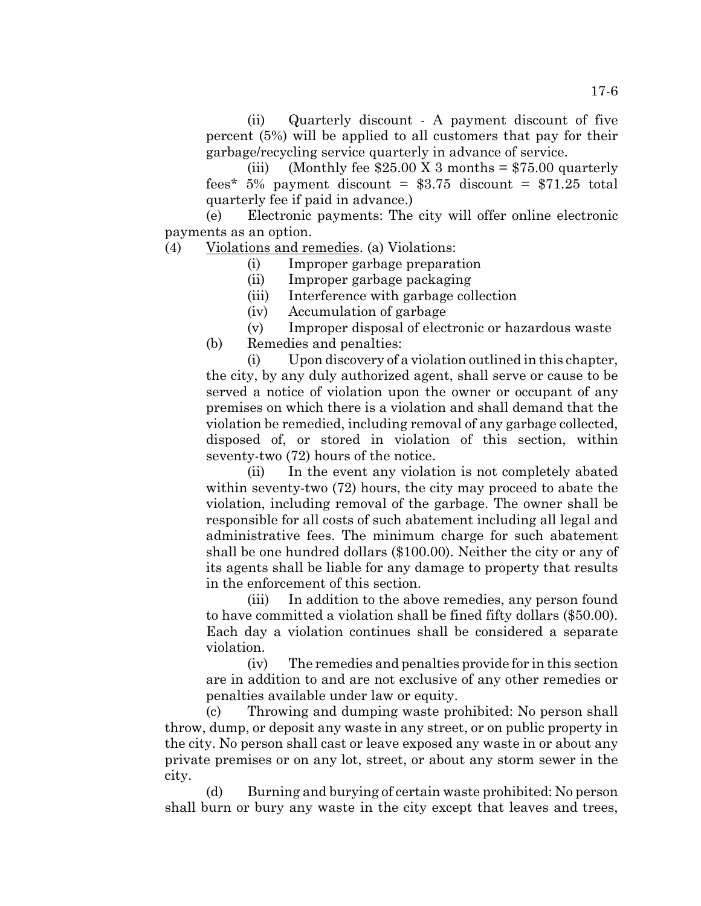(ii) Quarterly discount - A payment discount of five percent (5%) will be applied to all customers that pay for their garbage/recycling service quarterly in advance of service.

(iii) (Monthly fee $25.00 X 3 months = $75.00 quarterly fees* 5% payment discount = $3.75 discount = $71.25 total quarterly fee if paid in advance.)

(e) Electronic payments: The city will offer online electronic payments as an option.

(4) Violations and remedies. (a) Violations:

(i) Improper garbage preparation

(ii) Improper garbage packaging

(iii) Interference with garbage collection

(iv) Accumulation of garbage

(v) Improper disposal of electronic or hazardous waste

(b) Remedies and penalties:

(i) Upon discovery of a violation outlined in this chapter, the city, by any duly authorized agent, shall serve or cause to be served a notice of violation upon the owner or occupant of any premises on which there is a violation and shall demand that the violation be remedied, including removal of any garbage collected, disposed of, or stored in violation of this section, within seventy-two (72) hours of the notice.

(ii) In the event any violation is not completely abated within seventy-two (72) hours, the city may proceed to abate the violation, including removal of the garbage. The owner shall be responsible for all costs of such abatement including all legal and administrative fees. The minimum charge for such abatement shall be one hundred dollars ($100.00). Neither the city or any of its agents shall be liable for any damage to property that results in the enforcement of this section.

(iii) In addition to the above remedies, any person found to have committed a violation shall be fined fifty dollars ($50.00). Each day a violation continues shall be considered a separate violation.

(iv) The remedies and penalties provide for in this section are in addition to and are not exclusive of any other remedies or penalties available under law or equity.

(c) Throwing and dumping waste prohibited: No person shall throw, dump, or deposit any waste in any street, or on public property in the city. No person shall cast or leave exposed any waste in or about any private premises or on any lot, street, or about any storm sewer in the city.

(d) Burning and burying of certain waste prohibited: No person shall burn or bury any waste in the city except that leaves and trees,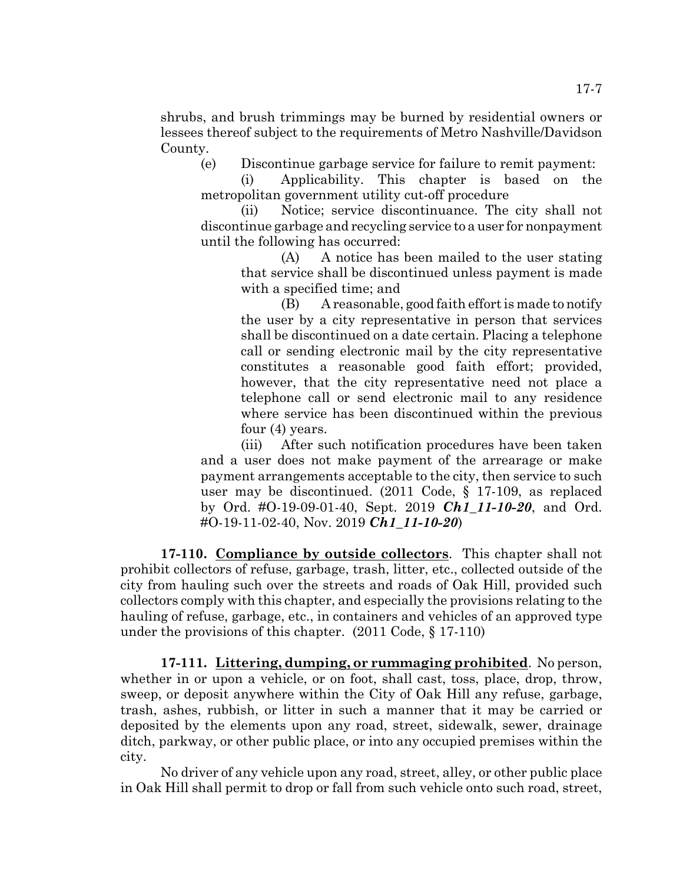shrubs, and brush trimmings may be burned by residential owners or lessees thereof subject to the requirements of Metro Nashville/Davidson County.

(e) Discontinue garbage service for failure to remit payment:

(i) Applicability. This chapter is based on the metropolitan government utility cut-off procedure

(ii) Notice; service discontinuance. The city shall not discontinue garbage and recycling service to a user for nonpayment until the following has occurred:

(A) A notice has been mailed to the user stating that service shall be discontinued unless payment is made with a specified time; and

(B) A reasonable, good faith effort is made to notify the user by a city representative in person that services shall be discontinued on a date certain. Placing a telephone call or sending electronic mail by the city representative constitutes a reasonable good faith effort; provided, however, that the city representative need not place a telephone call or send electronic mail to any residence where service has been discontinued within the previous four (4) years.

(iii) After such notification procedures have been taken and a user does not make payment of the arrearage or make payment arrangements acceptable to the city, then service to such user may be discontinued. (2011 Code, § 17-109, as replaced by Ord. #O-19-09-01-40, Sept. 2019 ***Ch1_11-10-20***, and Ord. #O-19-11-02-40, Nov. 2019 ***Ch1_11-10-20***)

**17-110. <u>Compliance by outside collectors</u>**. This chapter shall not prohibit collectors of refuse, garbage, trash, litter, etc., collected outside of the city from hauling such over the streets and roads of Oak Hill, provided such collectors comply with this chapter, and especially the provisions relating to the hauling of refuse, garbage, etc., in containers and vehicles of an approved type under the provisions of this chapter. (2011 Code, § 17-110)

**17-111. <u>Littering, dumping, or rummaging prohibited</u>**. No person, whether in or upon a vehicle, or on foot, shall cast, toss, place, drop, throw, sweep, or deposit anywhere within the City of Oak Hill any refuse, garbage, trash, ashes, rubbish, or litter in such a manner that it may be carried or deposited by the elements upon any road, street, sidewalk, sewer, drainage ditch, parkway, or other public place, or into any occupied premises within the city.

No driver of any vehicle upon any road, street, alley, or other public place in Oak Hill shall permit to drop or fall from such vehicle onto such road, street,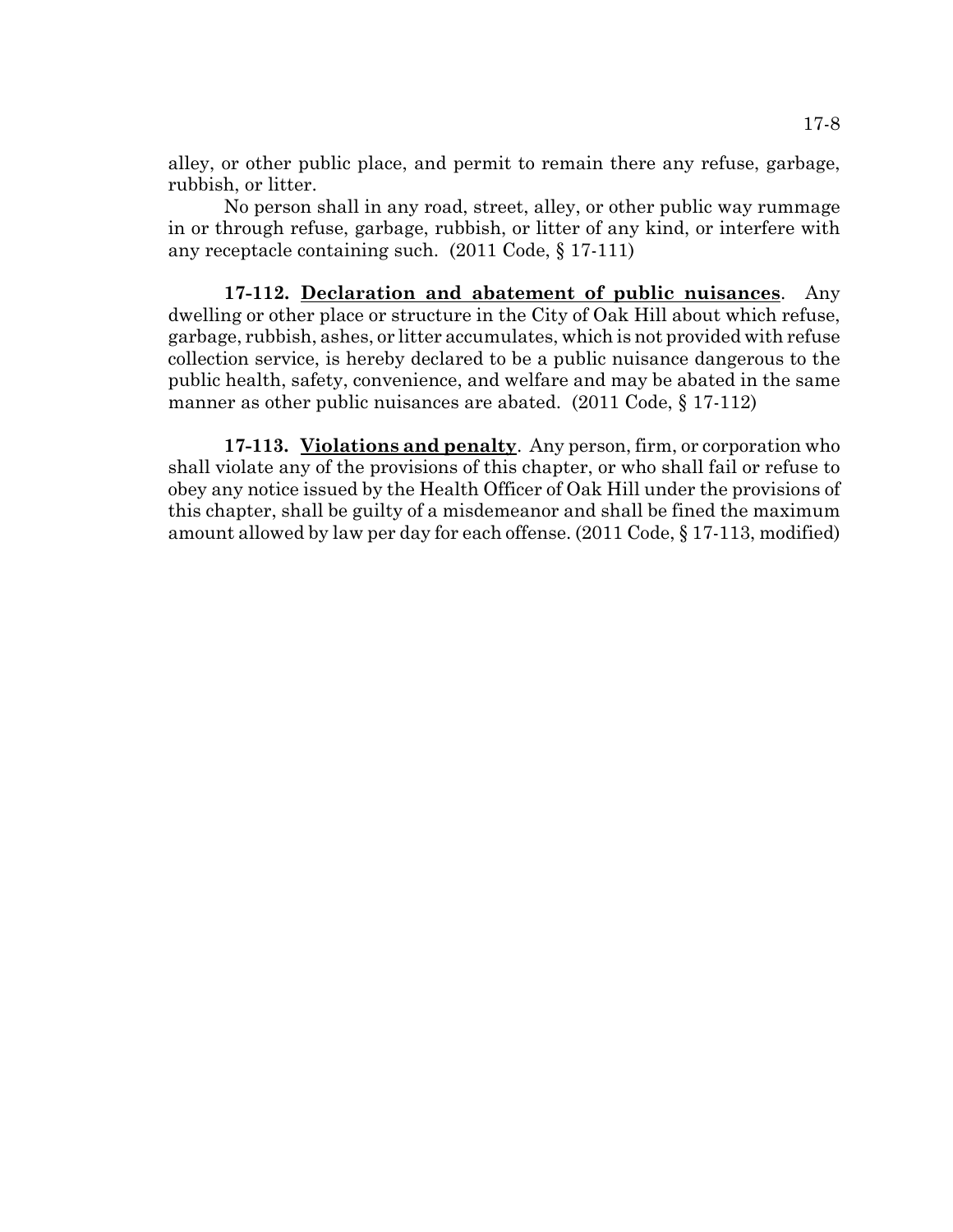alley, or other public place, and permit to remain there any refuse, garbage, rubbish, or litter.

No person shall in any road, street, alley, or other public way rummage in or through refuse, garbage, rubbish, or litter of any kind, or interfere with any receptacle containing such. (2011 Code, § 17-111)

**17-112. Declaration and abatement of public nuisances**. Any dwelling or other place or structure in the City of Oak Hill about which refuse, garbage, rubbish, ashes, or litter accumulates, which is not provided with refuse collection service, is hereby declared to be a public nuisance dangerous to the public health, safety, convenience, and welfare and may be abated in the same manner as other public nuisances are abated. (2011 Code, § 17-112)

**17-113. Violations and penalty**. Any person, firm, or corporation who shall violate any of the provisions of this chapter, or who shall fail or refuse to obey any notice issued by the Health Officer of Oak Hill under the provisions of this chapter, shall be guilty of a misdemeanor and shall be fined the maximum amount allowed by law per day for each offense. (2011 Code, § 17-113, modified)